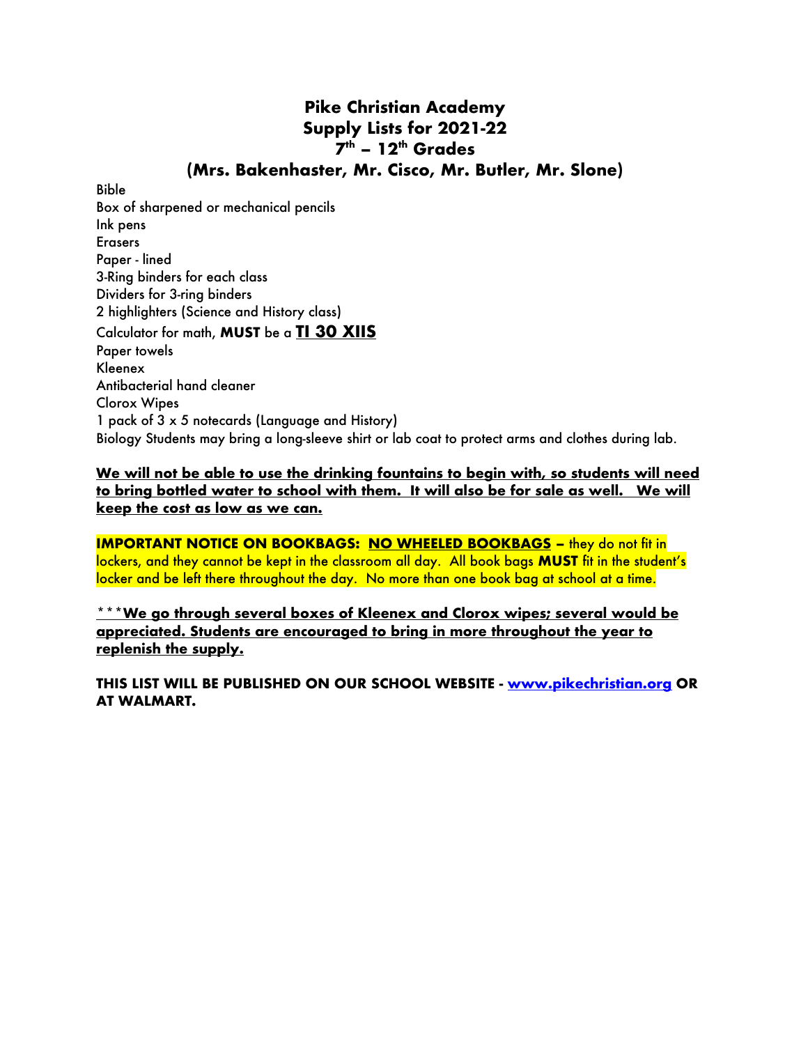# Pike Christian Academy
## Supply Lists for 2021-22
## 7th – 12th Grades
## (Mrs. Bakenhaster, Mr. Cisco, Mr. Butler, Mr. Slone)

Bible
Box of sharpened or mechanical pencils
Ink pens
Erasers
Paper - lined
3-Ring binders for each class
Dividers for 3-ring binders
2 highlighters (Science and History class)
Calculator for math, **MUST** be a **TI 30 XIIS**
Paper towels
Kleenex
Antibacterial hand cleaner
Clorox Wipes
1 pack of 3 x 5 notecards (Language and History)
Biology Students may bring a long-sleeve shirt or lab coat to protect arms and clothes during lab.

**We will not be able to use the drinking fountains to begin with, so students will need to bring bottled water to school with them. It will also be for sale as well. We will keep the cost as low as we can.**

**IMPORTANT NOTICE ON BOOKBAGS: NO WHEELED BOOKBAGS –** they do not fit in lockers, and they cannot be kept in the classroom all day. All book bags **MUST** fit in the student's locker and be left there throughout the day. No more than one book bag at school at a time.

***__We go through several boxes of Kleenex and Clorox wipes; several would be appreciated. Students are encouraged to bring in more throughout the year to replenish the supply.__**

**THIS LIST WILL BE PUBLISHED ON OUR SCHOOL WEBSITE - [www.pikechristian.org](http://www.pikechristian.org) OR AT WALMART.**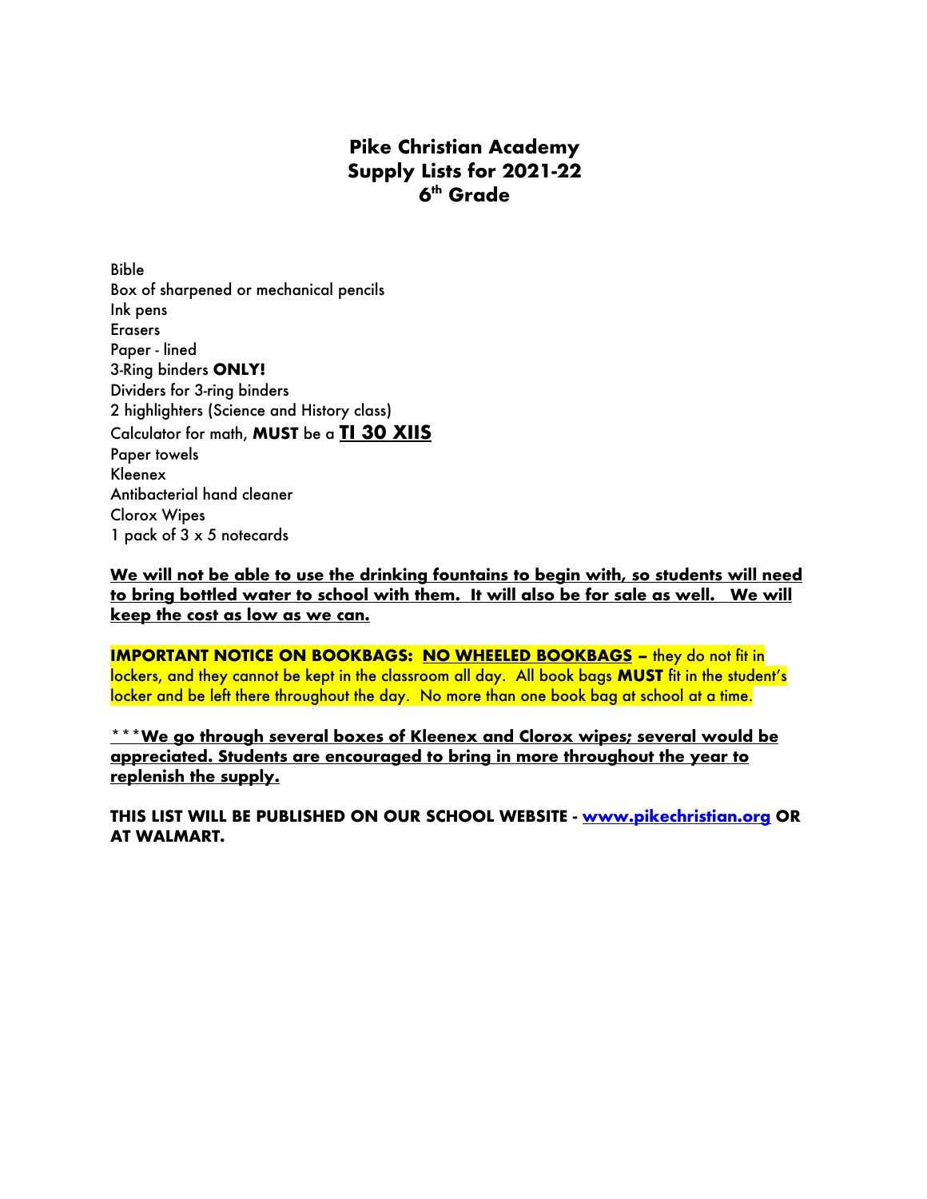# Pike Christian Academy
# Supply Lists for 2021-22
# 6th Grade

Bible
Box of sharpened or mechanical pencils
Ink pens
Erasers
Paper - lined
3-Ring binders **ONLY!**
Dividers for 3-ring binders
2 highlighters (Science and History class)
Calculator for math, **MUST** be a **TI 30 XIIS**
Paper towels
Kleenex
Antibacterial hand cleaner
Clorox Wipes
1 pack of 3 x 5 notecards

**We will not be able to use the drinking fountains to begin with, so students will need to bring bottled water to school with them. It will also be for sale as well. We will keep the cost as low as we can.**

**IMPORTANT NOTICE ON BOOKBAGS: NO WHEELED BOOKBAGS –** they do not fit in lockers, and they cannot be kept in the classroom all day. All book bags **MUST** fit in the student's locker and be left there throughout the day. No more than one book bag at school at a time.

***__We go through several boxes of Kleenex and Clorox wipes; several would be appreciated. Students are encouraged to bring in more throughout the year to replenish the supply.__**

**THIS LIST WILL BE PUBLISHED ON OUR SCHOOL WEBSITE - [www.pikechristian.org](http://www.pikechristian.org) OR AT WALMART.**